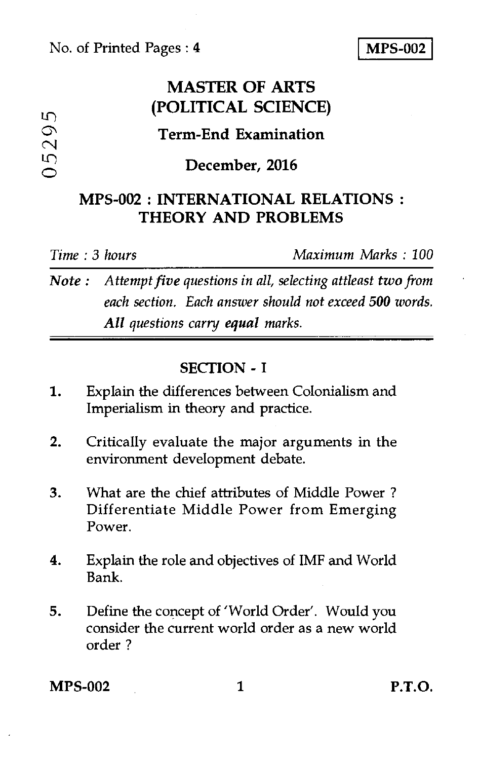No. of Printed Pages : 4

**MPS-002**

05295

# MASTER OF ARTS (POLITICAL SCIENCE)

## Term-End Examination

## December, 2016

## MPS-002 : INTERNATIONAL RELATIONS : THEORY AND PROBLEMS

*Time : 3 hours* *Maximum Marks : 100*

**Note :** *Attempt five questions in all, selecting atleast two from each section. Each answer should not exceed* **500** *words. All questions carry* ***equal*** *marks.*

### SECTION - I

1. Explain the differences between Colonialism and Imperialism in theory and practice.

2. Critically evaluate the major arguments in the environment development debate.

3. What are the chief attributes of Middle Power ? Differentiate Middle Power from Emerging Power.

4. Explain the role and objectives of IMF and World Bank.

5. Define the concept of 'World Order'. Would you consider the current world order as a new world order ?

**P.T.O.**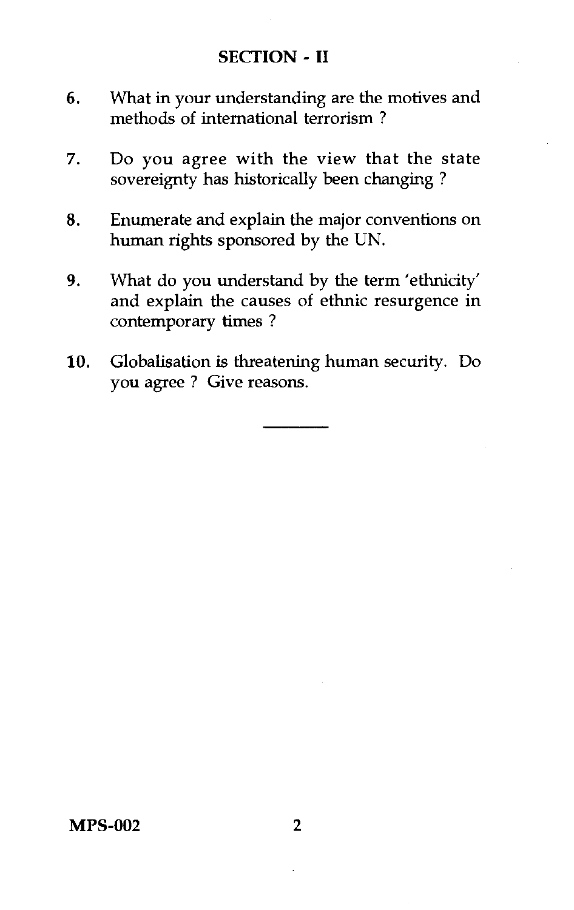## SECTION - II

6. What in your understanding are the motives and methods of international terrorism ?

7. Do you agree with the view that the state sovereignty has historically been changing ?

8. Enumerate and explain the major conventions on human rights sponsored by the UN.

9. What do you understand by the term 'ethnicity' and explain the causes of ethnic resurgence in contemporary times ?

10. Globalisation is threatening human security. Do you agree ? Give reasons.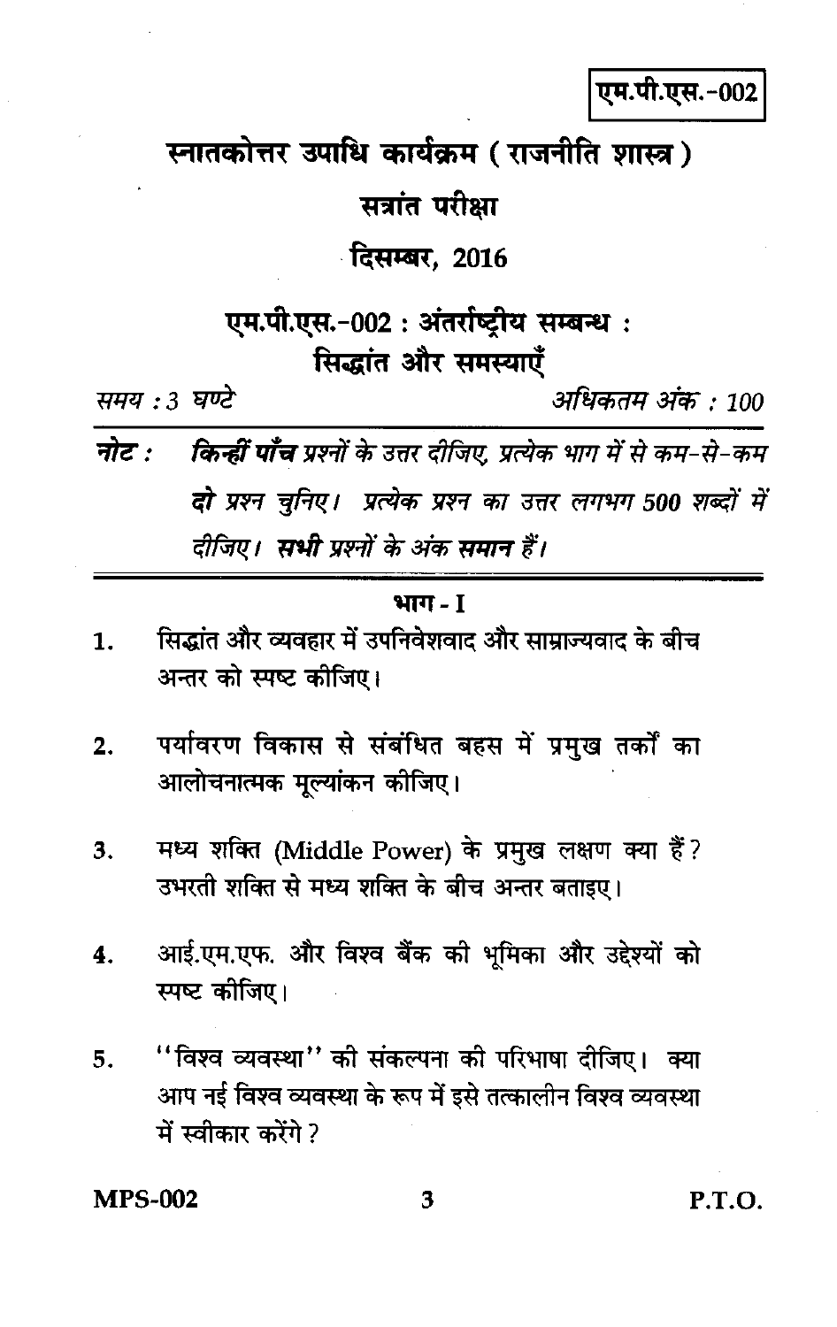एम.पी.एस.-002

# स्नातकोत्तर उपाधि कार्यक्रम ( राजनीति शास्त्र )

## सत्रांत परीक्षा

## दिसम्बर, 2016

## एम.पी.एस.-002 : अंतर्राष्ट्रीय सम्बन्ध : सिद्धांत और समस्याएँ

*समय : 3 घण्टे* *अधिकतम अंक : 100*

***नोट :*** *किन्हीं पाँच प्रश्नों के उत्तर दीजिए, प्रत्येक भाग में से कम-से-कम* ***दो*** *प्रश्न चुनिए। प्रत्येक प्रश्न का उत्तर लगभग 500 शब्दों में दीजिए।* ***सभी*** *प्रश्नों के अंक समान हैं।*

### भाग - I

1. सिद्धांत और व्यवहार में उपनिवेशवाद और साम्राज्यवाद के बीच अन्तर को स्पष्ट कीजिए।

2. पर्यावरण विकास से संबंधित बहस में प्रमुख तर्कों का आलोचनात्मक मूल्यांकन कीजिए।

3. मध्य शक्ति (Middle Power) के प्रमुख लक्षण क्या हैं? उभरती शक्ति से मध्य शक्ति के बीच अन्तर बताइए।

4. आई.एम.एफ. और विश्व बैंक की भूमिका और उद्देश्यों को स्पष्ट कीजिए।

5. "विश्व व्यवस्था" की संकल्पना की परिभाषा दीजिए। क्या आप नई विश्व व्यवस्था के रूप में इसे तत्कालीन विश्व व्यवस्था में स्वीकार करेंगे?

P.T.O.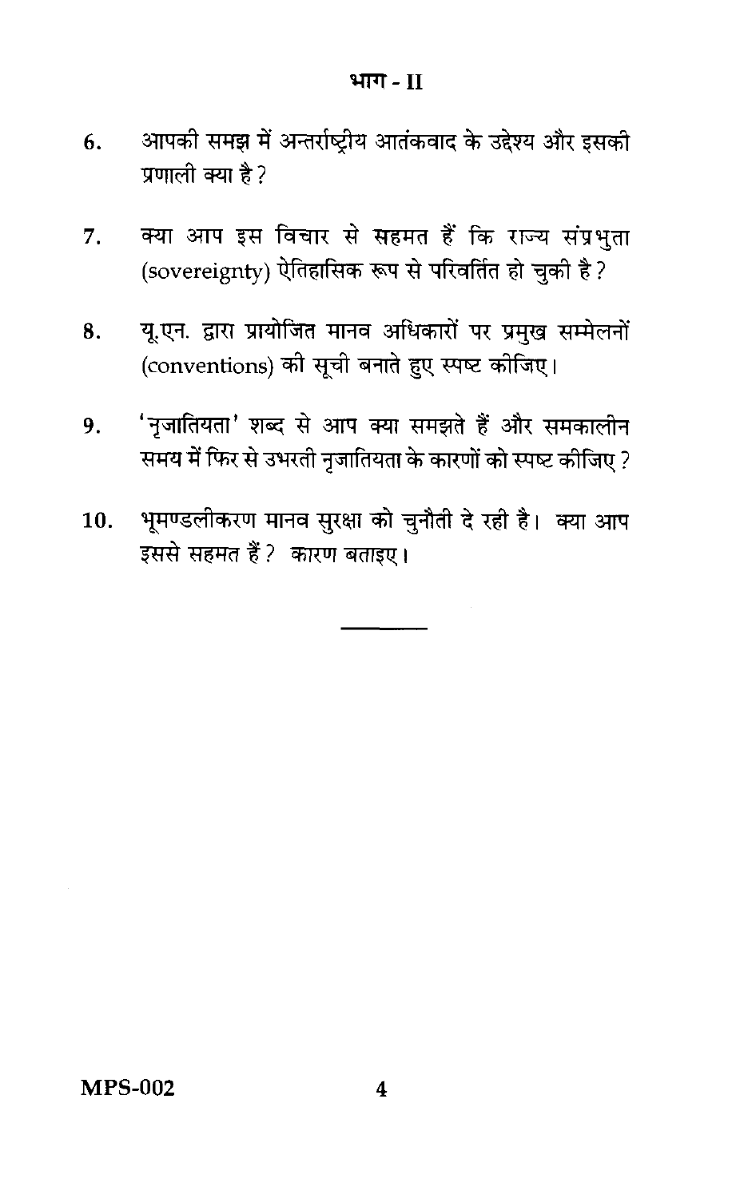## भाग - II

6. आपकी समझ में अन्तर्राष्ट्रीय आतंकवाद के उद्देश्य और इसकी प्रणाली क्या है ?

7. क्या आप इस विचार से सहमत हैं कि राज्य संप्रभुता (sovereignty) ऐतिहासिक रूप से परिवर्तित हो चुकी है ?

8. यू.एन. द्वारा प्रायोजित मानव अधिकारों पर प्रमुख सम्मेलनों (conventions) की सूची बनाते हुए स्पष्ट कीजिए।

9. 'नृजातियता' शब्द से आप क्या समझते हैं और समकालीन समय में फिर से उभरती नृजातियता के कारणों को स्पष्ट कीजिए ?

10. भूमण्डलीकरण मानव सुरक्षा को चुनौती दे रही है। क्या आप इससे सहमत हैं ? कारण बताइए।

---

MPS-002